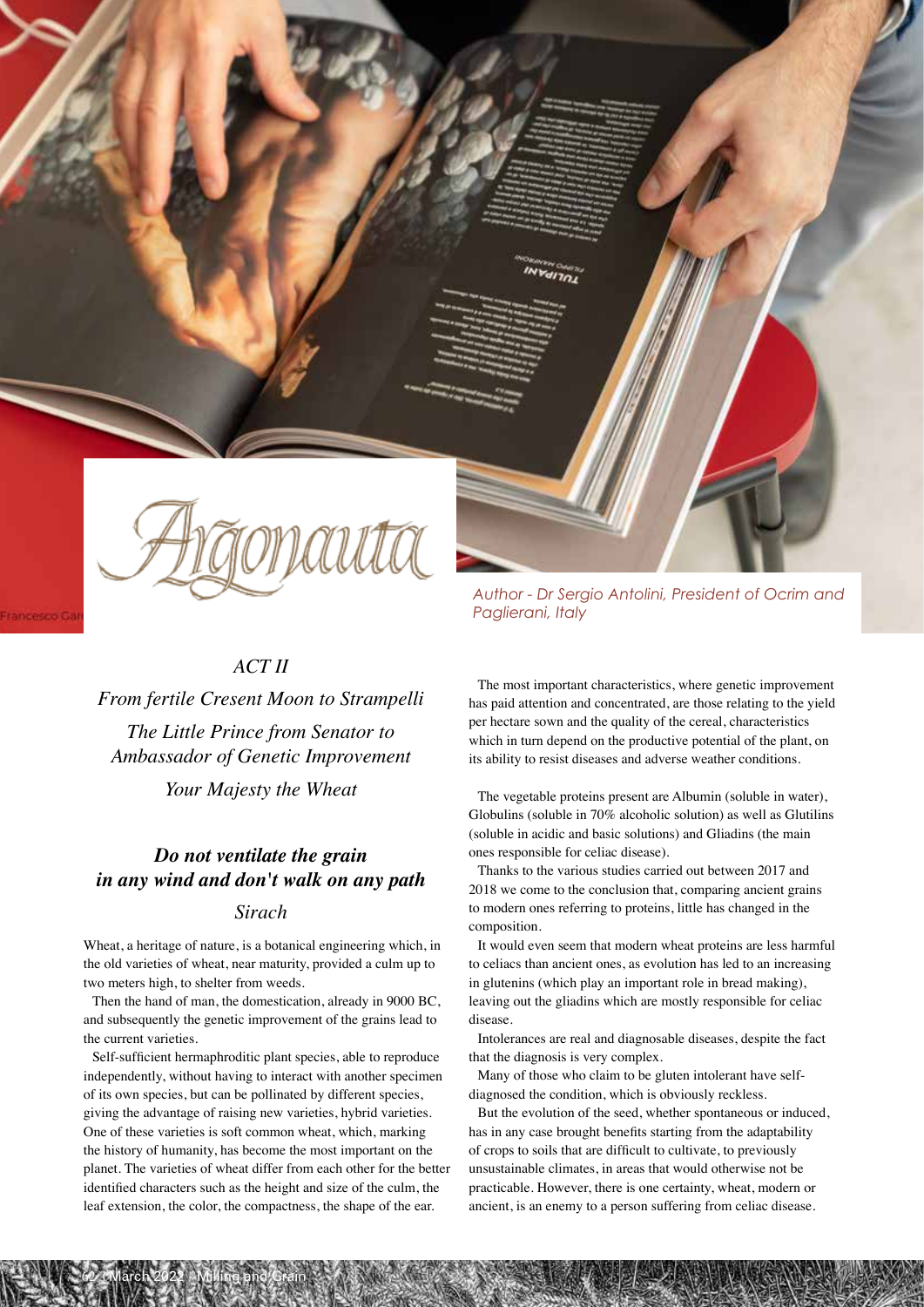# Argonauta

*Author - Dr Sergio Antolini, President of Ocrim and Paglierani, Italy*

*ACT II*

*From fertile Cresent Moon to Strampelli*

*The Little Prince from Senator to Ambassador of Genetic Improvement*

*Your Majesty the Wheat*

***Do not ventilate the grain in any wind and don't walk on any path***

*Sirach*

Wheat, a heritage of nature, is a botanical engineering which, in the old varieties of wheat, near maturity, provided a culm up to two meters high, to shelter from weeds.

Then the hand of man, the domestication, already in 9000 BC, and subsequently the genetic improvement of the grains lead to the current varieties.

Self-sufficient hermaphroditic plant species, able to reproduce independently, without having to interact with another specimen of its own species, but can be pollinated by different species, giving the advantage of raising new varieties, hybrid varieties. One of these varieties is soft common wheat, which, marking the history of humanity, has become the most important on the planet. The varieties of wheat differ from each other for the better identified characters such as the height and size of the culm, the leaf extension, the color, the compactness, the shape of the ear.

The most important characteristics, where genetic improvement has paid attention and concentrated, are those relating to the yield per hectare sown and the quality of the cereal, characteristics which in turn depend on the productive potential of the plant, on its ability to resist diseases and adverse weather conditions.

The vegetable proteins present are Albumin (soluble in water), Globulins (soluble in 70% alcoholic solution) as well as Glutilins (soluble in acidic and basic solutions) and Gliadins (the main ones responsible for celiac disease).

Thanks to the various studies carried out between 2017 and 2018 we come to the conclusion that, comparing ancient grains to modern ones referring to proteins, little has changed in the composition.

It would even seem that modern wheat proteins are less harmful to celiacs than ancient ones, as evolution has led to an increasing in glutenins (which play an important role in bread making), leaving out the gliadins which are mostly responsible for celiac disease.

Intolerances are real and diagnosable diseases, despite the fact that the diagnosis is very complex.

Many of those who claim to be gluten intolerant have self-diagnosed the condition, which is obviously reckless.

But the evolution of the seed, whether spontaneous or induced, has in any case brought benefits starting from the adaptability of crops to soils that are difficult to cultivate, to previously unsustainable climates, in areas that would otherwise not be practicable. However, there is one certainty, wheat, modern or ancient, is an enemy to a person suffering from celiac disease.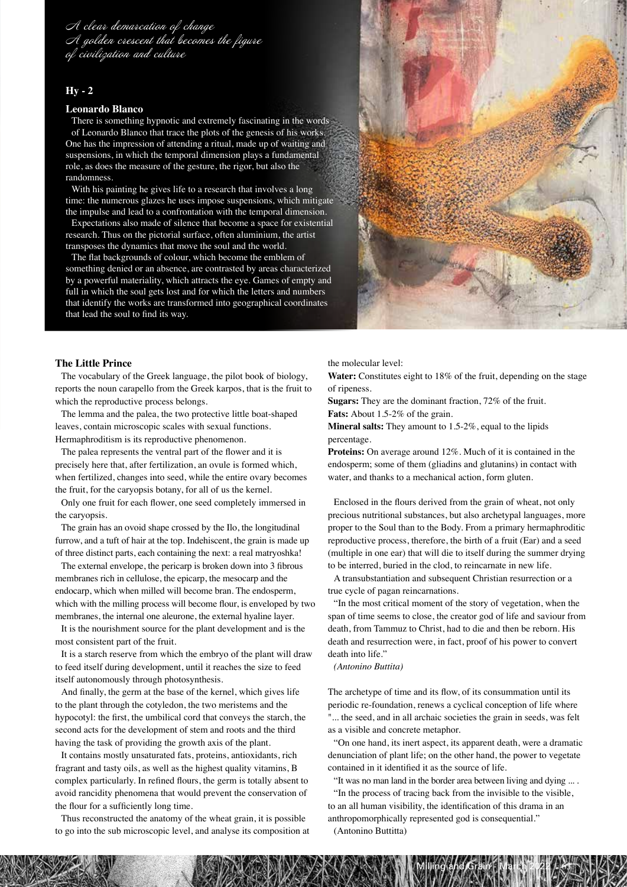*A clear demarcation of change*
*A golden crescent that becomes the figure of civilization and culture*

**Hy - 2**

**Leonardo Blanco**

There is something hypnotic and extremely fascinating in the words of Leonardo Blanco that trace the plots of the genesis of his works. One has the impression of attending a ritual, made up of waiting and suspensions, in which the temporal dimension plays a fundamental role, as does the measure of the gesture, the rigor, but also the randomness.

With his painting he gives life to a research that involves a long time: the numerous glazes he uses impose suspensions, which mitigate the impulse and lead to a confrontation with the temporal dimension.

Expectations also made of silence that become a space for existential research. Thus on the pictorial surface, often aluminium, the artist transposes the dynamics that move the soul and the world.

The flat backgrounds of colour, which become the emblem of something denied or an absence, are contrasted by areas characterized by a powerful materiality, which attracts the eye. Games of empty and full in which the soul gets lost and for which the letters and numbers that identify the works are transformed into geographical coordinates that lead the soul to find its way.

## The Little Prince

The vocabulary of the Greek language, the pilot book of biology, reports the noun carapello from the Greek karpos, that is the fruit to which the reproductive process belongs.

The lemma and the palea, the two protective little boat-shaped leaves, contain microscopic scales with sexual functions. Hermaphroditism is its reproductive phenomenon.

The palea represents the ventral part of the flower and it is precisely here that, after fertilization, an ovule is formed which, when fertilized, changes into seed, while the entire ovary becomes the fruit, for the caryopsis botany, for all of us the kernel.

Only one fruit for each flower, one seed completely immersed in the caryopsis.

The grain has an ovoid shape crossed by the Ilo, the longitudinal furrow, and a tuft of hair at the top. Indehiscent, the grain is made up of three distinct parts, each containing the next: a real matryoshka!

The external envelope, the pericarp is broken down into 3 fibrous membranes rich in cellulose, the epicarp, the mesocarp and the endocarp, which when milled will become bran. The endosperm, which with the milling process will become flour, is enveloped by two membranes, the internal one aleurone, the external hyaline layer.

It is the nourishment source for the plant development and is the most consistent part of the fruit.

It is a starch reserve from which the embryo of the plant will draw to feed itself during development, until it reaches the size to feed itself autonomously through photosynthesis.

And finally, the germ at the base of the kernel, which gives life to the plant through the cotyledon, the two meristems and the hypocotyl: the first, the umbilical cord that conveys the starch, the second acts for the development of stem and roots and the third having the task of providing the growth axis of the plant.

It contains mostly unsaturated fats, proteins, antioxidants, rich fragrant and tasty oils, as well as the highest quality vitamins, B complex particularly. In refined flours, the germ is totally absent to avoid rancidity phenomena that would prevent the conservation of the flour for a sufficiently long time.

Thus reconstructed the anatomy of the wheat grain, it is possible to go into the sub microscopic level, and analyse its composition at the molecular level:

**Water:** Constitutes eight to 18% of the fruit, depending on the stage of ripeness.

**Sugars:** They are the dominant fraction, 72% of the fruit.

**Fats:** About 1.5-2% of the grain.

**Mineral salts:** They amount to 1.5-2%, equal to the lipids percentage.

**Proteins:** On average around 12%. Much of it is contained in the endosperm; some of them (gliadins and glutanins) in contact with water, and thanks to a mechanical action, form gluten.

Enclosed in the flours derived from the grain of wheat, not only precious nutritional substances, but also archetypal languages, more proper to the Soul than to the Body. From a primary hermaphroditic reproductive process, therefore, the birth of a fruit (Ear) and a seed (multiple in one ear) that will die to itself during the summer drying to be interred, buried in the clod, to reincarnate in new life.

A transubstantiation and subsequent Christian resurrection or a true cycle of pagan reincarnations.

"In the most critical moment of the story of vegetation, when the span of time seems to close, the creator god of life and saviour from death, from Tammuz to Christ, had to die and then be reborn. His death and resurrection were, in fact, proof of his power to convert death into life."

*(Antonino Buttita)*

The archetype of time and its flow, of its consummation until its periodic re-foundation, renews a cyclical conception of life where "... the seed, and in all archaic societies the grain in seeds, was felt as a visible and concrete metaphor.

"On one hand, its inert aspect, its apparent death, were a dramatic denunciation of plant life; on the other hand, the power to vegetate contained in it identified it as the source of life.

"It was no man land in the border area between living and dying ... .

"In the process of tracing back from the invisible to the visible, to an all human visibility, the identification of this drama in an anthropomorphically represented god is consequential."

(Antonino Buttitta)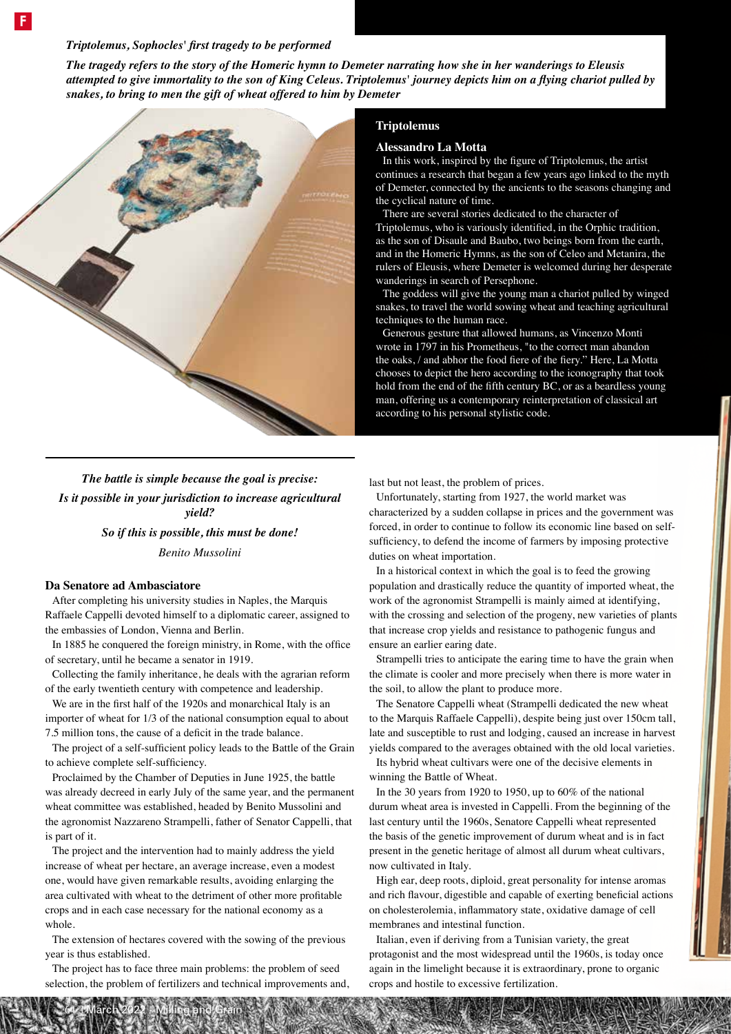***Triptolemus, Sophocles' first tragedy to be performed***

***The tragedy refers to the story of the Homeric hymn to Demeter narrating how she in her wanderings to Eleusis attempted to give immortality to the son of King Celeus. Triptolemus' journey depicts him on a flying chariot pulled by snakes, to bring to men the gift of wheat offered to him by Demeter***

**Triptolemus**

**Alessandro La Motta**

In this work, inspired by the figure of Triptolemus, the artist continues a research that began a few years ago linked to the myth of Demeter, connected by the ancients to the seasons changing and the cyclical nature of time.

There are several stories dedicated to the character of Triptolemus, who is variously identified, in the Orphic tradition, as the son of Disaule and Baubo, two beings born from the earth, and in the Homeric Hymns, as the son of Celeo and Metanira, the rulers of Eleusis, where Demeter is welcomed during her desperate wanderings in search of Persephone.

The goddess will give the young man a chariot pulled by winged snakes, to travel the world sowing wheat and teaching agricultural techniques to the human race.

Generous gesture that allowed humans, as Vincenzo Monti wrote in 1797 in his Prometheus, "to the correct man abandon the oaks, / and abhor the food fiere of the fiery." Here, La Motta chooses to depict the hero according to the iconography that took hold from the end of the fifth century BC, or as a beardless young man, offering us a contemporary reinterpretation of classical art according to his personal stylistic code.

***The battle is simple because the goal is precise:***

***Is it possible in your jurisdiction to increase agricultural yield?***

***So if this is possible, this must be done!***

*Benito Mussolini*

## Da Senatore ad Ambasciatore

After completing his university studies in Naples, the Marquis Raffaele Cappelli devoted himself to a diplomatic career, assigned to the embassies of London, Vienna and Berlin.

In 1885 he conquered the foreign ministry, in Rome, with the office of secretary, until he became a senator in 1919.

Collecting the family inheritance, he deals with the agrarian reform of the early twentieth century with competence and leadership.

We are in the first half of the 1920s and monarchical Italy is an importer of wheat for 1/3 of the national consumption equal to about 7.5 million tons, the cause of a deficit in the trade balance.

The project of a self-sufficient policy leads to the Battle of the Grain to achieve complete self-sufficiency.

Proclaimed by the Chamber of Deputies in June 1925, the battle was already decreed in early July of the same year, and the permanent wheat committee was established, headed by Benito Mussolini and the agronomist Nazzareno Strampelli, father of Senator Cappelli, that is part of it.

The project and the intervention had to mainly address the yield increase of wheat per hectare, an average increase, even a modest one, would have given remarkable results, avoiding enlarging the area cultivated with wheat to the detriment of other more profitable crops and in each case necessary for the national economy as a whole.

The extension of hectares covered with the sowing of the previous year is thus established.

The project has to face three main problems: the problem of seed selection, the problem of fertilizers and technical improvements and, last but not least, the problem of prices.

Unfortunately, starting from 1927, the world market was characterized by a sudden collapse in prices and the government was forced, in order to continue to follow its economic line based on self-sufficiency, to defend the income of farmers by imposing protective duties on wheat importation.

In a historical context in which the goal is to feed the growing population and drastically reduce the quantity of imported wheat, the work of the agronomist Strampelli is mainly aimed at identifying, with the crossing and selection of the progeny, new varieties of plants that increase crop yields and resistance to pathogenic fungus and ensure an earlier earing date.

Strampelli tries to anticipate the earing time to have the grain when the climate is cooler and more precisely when there is more water in the soil, to allow the plant to produce more.

The Senatore Cappelli wheat (Strampelli dedicated the new wheat to the Marquis Raffaele Cappelli), despite being just over 150cm tall, late and susceptible to rust and lodging, caused an increase in harvest yields compared to the averages obtained with the old local varieties.

Its hybrid wheat cultivars were one of the decisive elements in winning the Battle of Wheat.

In the 30 years from 1920 to 1950, up to 60% of the national durum wheat area is invested in Cappelli. From the beginning of the last century until the 1960s, Senatore Cappelli wheat represented the basis of the genetic improvement of durum wheat and is in fact present in the genetic heritage of almost all durum wheat cultivars, now cultivated in Italy.

High ear, deep roots, diploid, great personality for intense aromas and rich flavour, digestible and capable of exerting beneficial actions on cholesterolemia, inflammatory state, oxidative damage of cell membranes and intestinal function.

Italian, even if deriving from a Tunisian variety, the great protagonist and the most widespread until the 1960s, is today once again in the limelight because it is extraordinary, prone to organic crops and hostile to excessive fertilization.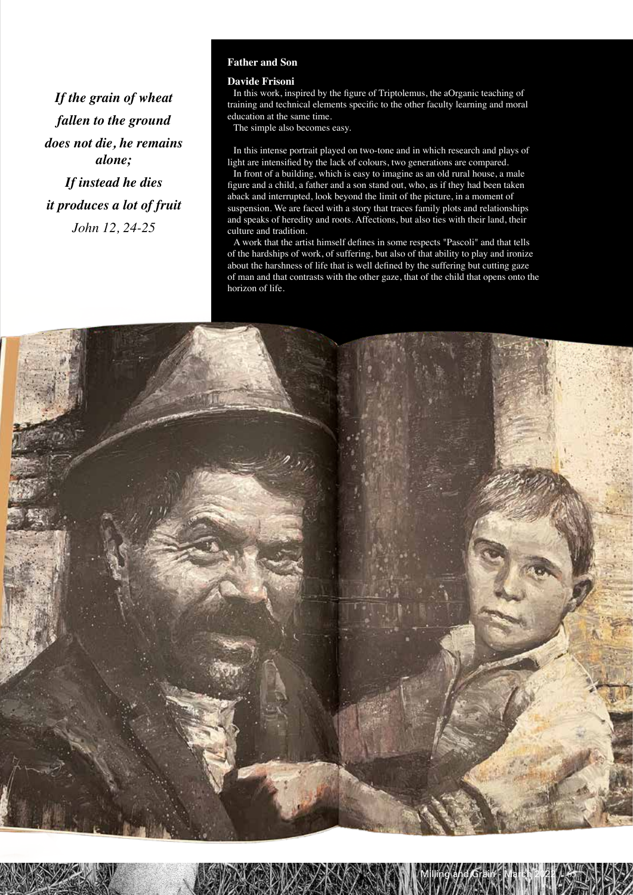*If the grain of wheat fallen to the ground does not die, he remains alone;*
*If instead he dies it produces a lot of fruit*
*John 12, 24-25*

**Father and Son**

**Davide Frisoni**

In this work, inspired by the figure of Triptolemus, the aOrganic teaching of training and technical elements specific to the other faculty learning and moral education at the same time.

The simple also becomes easy.

In this intense portrait played on two-tone and in which research and plays of light are intensified by the lack of colours, two generations are compared.

In front of a building, which is easy to imagine as an old rural house, a male figure and a child, a father and a son stand out, who, as if they had been taken aback and interrupted, look beyond the limit of the picture, in a moment of suspension. We are faced with a story that traces family plots and relationships and speaks of heredity and roots. Affections, but also ties with their land, their culture and tradition.

A work that the artist himself defines in some respects "Pascoli" and that tells of the hardships of work, of suffering, but also of that ability to play and ironize about the harshness of life that is well defined by the suffering but cutting gaze of man and that contrasts with the other gaze, that of the child that opens onto the horizon of life.